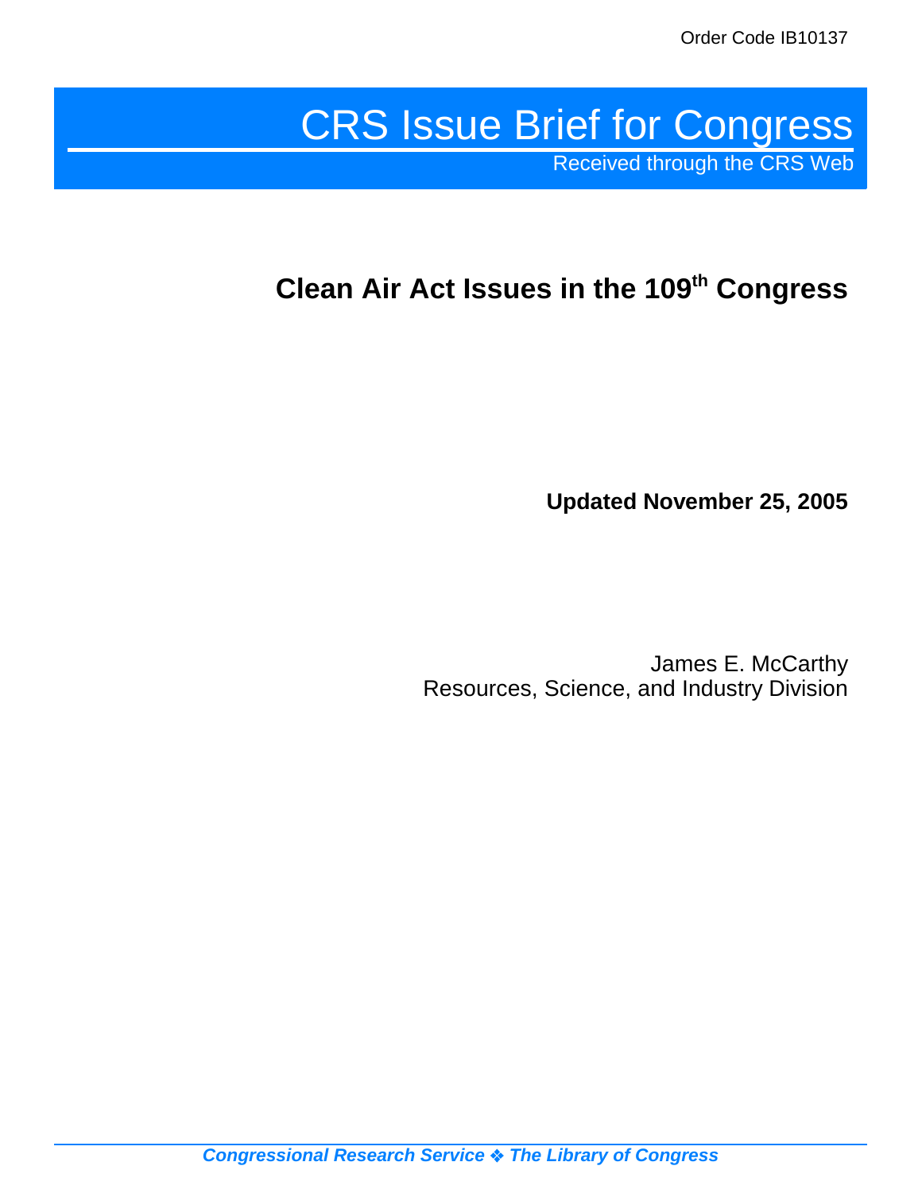Order Code IB10137

# CRS Issue Brief for Congress

Received through the CRS Web

## Clean Air Act Issues in the 109th Congress

**Updated November 25, 2005**

James E. McCarthy
Resources, Science, and Industry Division

***Congressional Research Service ❖ The Library of Congress***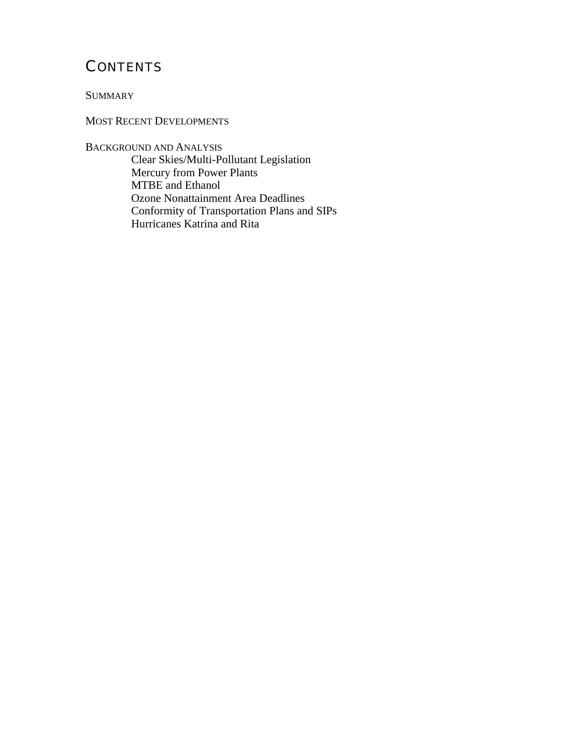# CONTENTS

SUMMARY

MOST RECENT DEVELOPMENTS

BACKGROUND AND ANALYSIS

- Clear Skies/Multi-Pollutant Legislation
- Mercury from Power Plants
- MTBE and Ethanol
- Ozone Nonattainment Area Deadlines
- Conformity of Transportation Plans and SIPs
- Hurricanes Katrina and Rita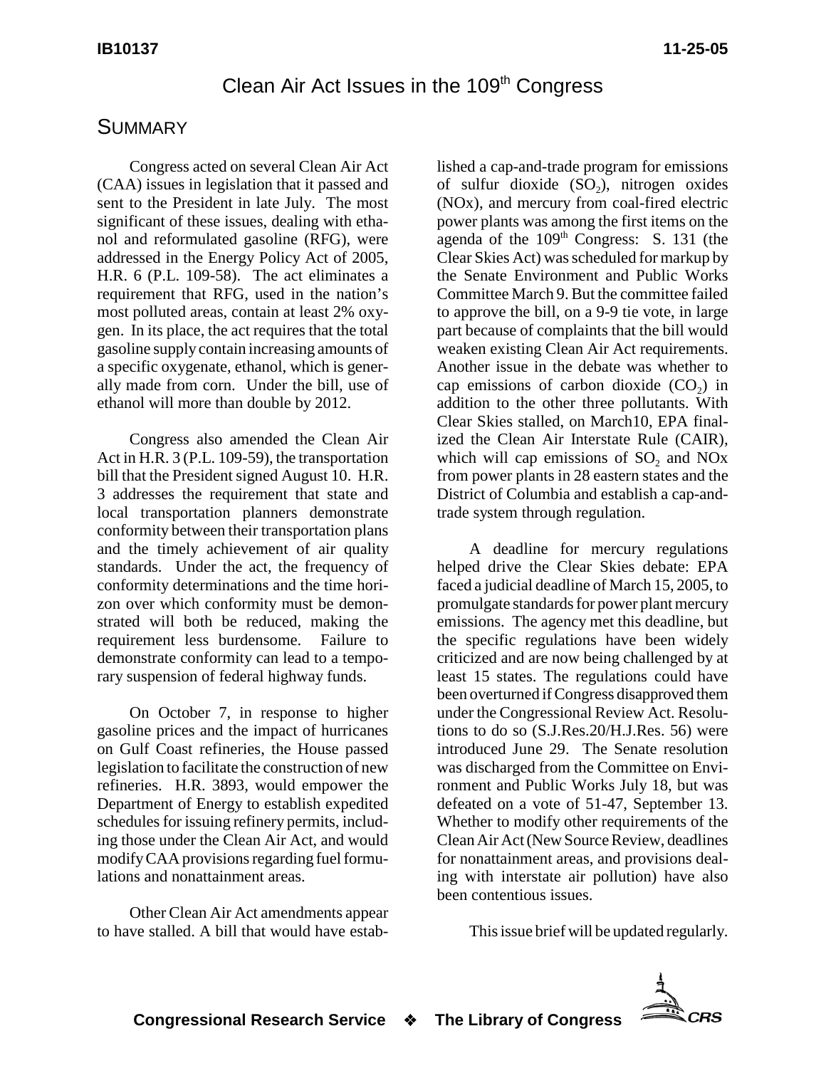# Clean Air Act Issues in the 109th Congress

## SUMMARY

Congress acted on several Clean Air Act (CAA) issues in legislation that it passed and sent to the President in late July. The most significant of these issues, dealing with ethanol and reformulated gasoline (RFG), were addressed in the Energy Policy Act of 2005, H.R. 6 (P.L. 109-58). The act eliminates a requirement that RFG, used in the nation's most polluted areas, contain at least 2% oxygen. In its place, the act requires that the total gasoline supply contain increasing amounts of a specific oxygenate, ethanol, which is generally made from corn. Under the bill, use of ethanol will more than double by 2012.

Congress also amended the Clean Air Act in H.R. 3 (P.L. 109-59), the transportation bill that the President signed August 10. H.R. 3 addresses the requirement that state and local transportation planners demonstrate conformity between their transportation plans and the timely achievement of air quality standards. Under the act, the frequency of conformity determinations and the time horizon over which conformity must be demonstrated will both be reduced, making the requirement less burdensome. Failure to demonstrate conformity can lead to a temporary suspension of federal highway funds.

On October 7, in response to higher gasoline prices and the impact of hurricanes on Gulf Coast refineries, the House passed legislation to facilitate the construction of new refineries. H.R. 3893, would empower the Department of Energy to establish expedited schedules for issuing refinery permits, including those under the Clean Air Act, and would modify CAA provisions regarding fuel formulations and nonattainment areas.

Other Clean Air Act amendments appear to have stalled. A bill that would have established a cap-and-trade program for emissions of sulfur dioxide ($SO_2$), nitrogen oxides (NOx), and mercury from coal-fired electric power plants was among the first items on the agenda of the 109th Congress: S. 131 (the Clear Skies Act) was scheduled for markup by the Senate Environment and Public Works Committee March 9. But the committee failed to approve the bill, on a 9-9 tie vote, in large part because of complaints that the bill would weaken existing Clean Air Act requirements. Another issue in the debate was whether to cap emissions of carbon dioxide ($CO_2$) in addition to the other three pollutants. With Clear Skies stalled, on March10, EPA finalized the Clean Air Interstate Rule (CAIR), which will cap emissions of $SO_2$ and NOx from power plants in 28 eastern states and the District of Columbia and establish a cap-and-trade system through regulation.

A deadline for mercury regulations helped drive the Clear Skies debate: EPA faced a judicial deadline of March 15, 2005, to promulgate standards for power plant mercury emissions. The agency met this deadline, but the specific regulations have been widely criticized and are now being challenged by at least 15 states. The regulations could have been overturned if Congress disapproved them under the Congressional Review Act. Resolutions to do so (S.J.Res.20/H.J.Res. 56) were introduced June 29. The Senate resolution was discharged from the Committee on Environment and Public Works July 18, but was defeated on a vote of 51-47, September 13. Whether to modify other requirements of the Clean Air Act (New Source Review, deadlines for nonattainment areas, and provisions dealing with interstate air pollution) have also been contentious issues.

This issue brief will be updated regularly.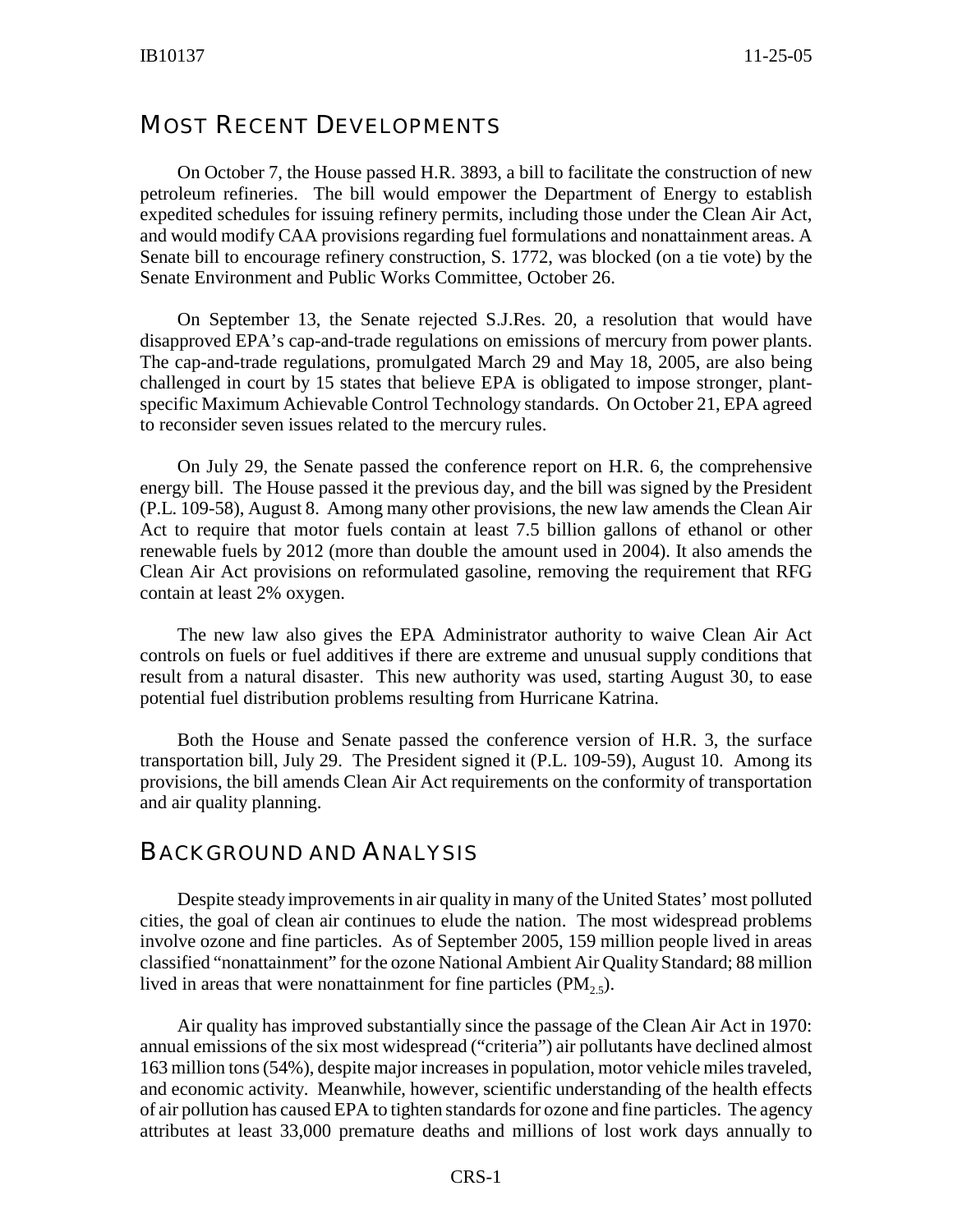## Most Recent Developments

On October 7, the House passed H.R. 3893, a bill to facilitate the construction of new petroleum refineries. The bill would empower the Department of Energy to establish expedited schedules for issuing refinery permits, including those under the Clean Air Act, and would modify CAA provisions regarding fuel formulations and nonattainment areas. A Senate bill to encourage refinery construction, S. 1772, was blocked (on a tie vote) by the Senate Environment and Public Works Committee, October 26.

On September 13, the Senate rejected S.J.Res. 20, a resolution that would have disapproved EPA's cap-and-trade regulations on emissions of mercury from power plants. The cap-and-trade regulations, promulgated March 29 and May 18, 2005, are also being challenged in court by 15 states that believe EPA is obligated to impose stronger, plant-specific Maximum Achievable Control Technology standards. On October 21, EPA agreed to reconsider seven issues related to the mercury rules.

On July 29, the Senate passed the conference report on H.R. 6, the comprehensive energy bill. The House passed it the previous day, and the bill was signed by the President (P.L. 109-58), August 8. Among many other provisions, the new law amends the Clean Air Act to require that motor fuels contain at least 7.5 billion gallons of ethanol or other renewable fuels by 2012 (more than double the amount used in 2004). It also amends the Clean Air Act provisions on reformulated gasoline, removing the requirement that RFG contain at least 2% oxygen.

The new law also gives the EPA Administrator authority to waive Clean Air Act controls on fuels or fuel additives if there are extreme and unusual supply conditions that result from a natural disaster. This new authority was used, starting August 30, to ease potential fuel distribution problems resulting from Hurricane Katrina.

Both the House and Senate passed the conference version of H.R. 3, the surface transportation bill, July 29. The President signed it (P.L. 109-59), August 10. Among its provisions, the bill amends Clean Air Act requirements on the conformity of transportation and air quality planning.

## Background and Analysis

Despite steady improvements in air quality in many of the United States' most polluted cities, the goal of clean air continues to elude the nation. The most widespread problems involve ozone and fine particles. As of September 2005, 159 million people lived in areas classified "nonattainment" for the ozone National Ambient Air Quality Standard; 88 million lived in areas that were nonattainment for fine particles ($PM_{2.5}$).

Air quality has improved substantially since the passage of the Clean Air Act in 1970: annual emissions of the six most widespread ("criteria") air pollutants have declined almost 163 million tons (54%), despite major increases in population, motor vehicle miles traveled, and economic activity. Meanwhile, however, scientific understanding of the health effects of air pollution has caused EPA to tighten standards for ozone and fine particles. The agency attributes at least 33,000 premature deaths and millions of lost work days annually to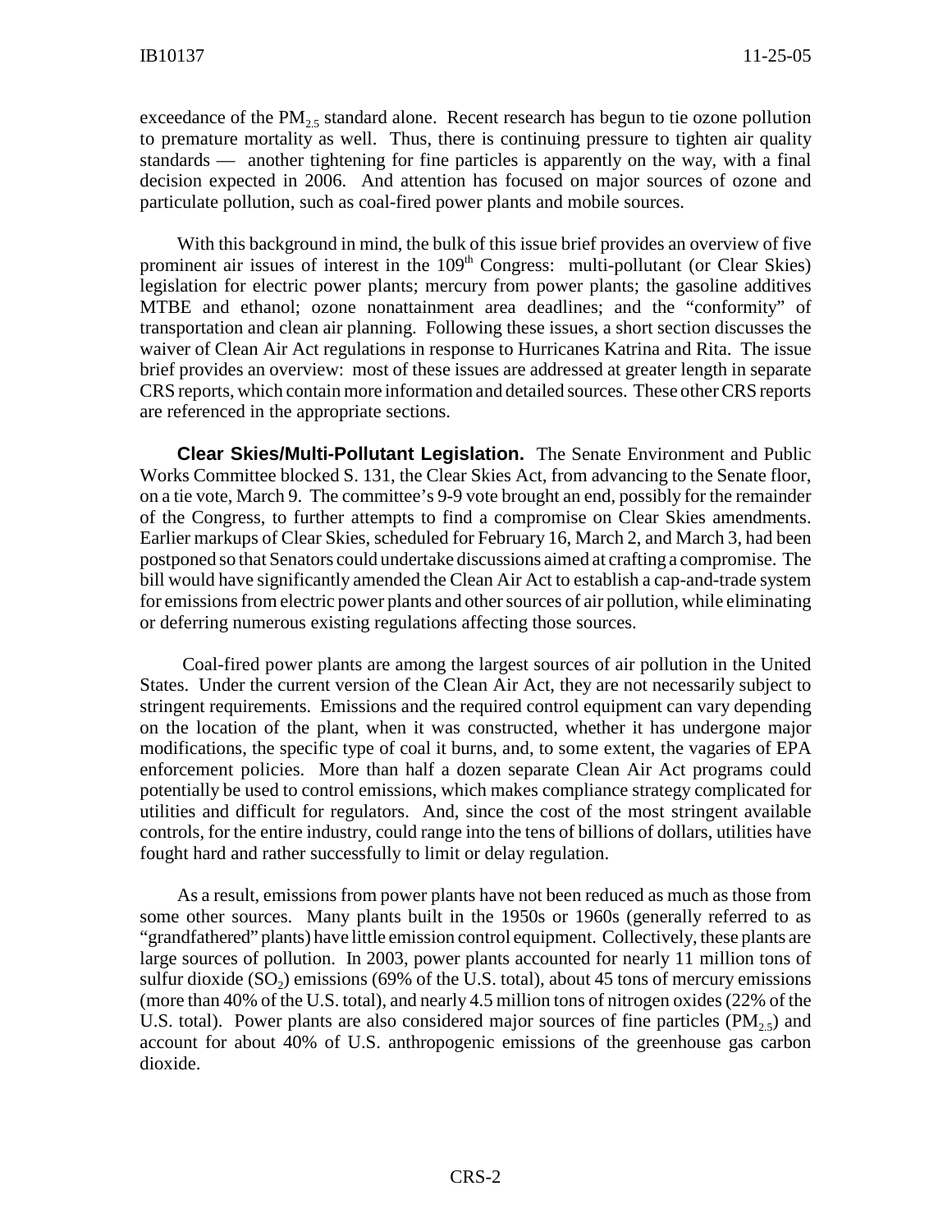exceedance of the $PM_{2.5}$ standard alone. Recent research has begun to tie ozone pollution to premature mortality as well. Thus, there is continuing pressure to tighten air quality standards — another tightening for fine particles is apparently on the way, with a final decision expected in 2006. And attention has focused on major sources of ozone and particulate pollution, such as coal-fired power plants and mobile sources.

With this background in mind, the bulk of this issue brief provides an overview of five prominent air issues of interest in the 109th Congress: multi-pollutant (or Clear Skies) legislation for electric power plants; mercury from power plants; the gasoline additives MTBE and ethanol; ozone nonattainment area deadlines; and the "conformity" of transportation and clean air planning. Following these issues, a short section discusses the waiver of Clean Air Act regulations in response to Hurricanes Katrina and Rita. The issue brief provides an overview: most of these issues are addressed at greater length in separate CRS reports, which contain more information and detailed sources. These other CRS reports are referenced in the appropriate sections.

**Clear Skies/Multi-Pollutant Legislation.** The Senate Environment and Public Works Committee blocked S. 131, the Clear Skies Act, from advancing to the Senate floor, on a tie vote, March 9. The committee's 9-9 vote brought an end, possibly for the remainder of the Congress, to further attempts to find a compromise on Clear Skies amendments. Earlier markups of Clear Skies, scheduled for February 16, March 2, and March 3, had been postponed so that Senators could undertake discussions aimed at crafting a compromise. The bill would have significantly amended the Clean Air Act to establish a cap-and-trade system for emissions from electric power plants and other sources of air pollution, while eliminating or deferring numerous existing regulations affecting those sources.

Coal-fired power plants are among the largest sources of air pollution in the United States. Under the current version of the Clean Air Act, they are not necessarily subject to stringent requirements. Emissions and the required control equipment can vary depending on the location of the plant, when it was constructed, whether it has undergone major modifications, the specific type of coal it burns, and, to some extent, the vagaries of EPA enforcement policies. More than half a dozen separate Clean Air Act programs could potentially be used to control emissions, which makes compliance strategy complicated for utilities and difficult for regulators. And, since the cost of the most stringent available controls, for the entire industry, could range into the tens of billions of dollars, utilities have fought hard and rather successfully to limit or delay regulation.

As a result, emissions from power plants have not been reduced as much as those from some other sources. Many plants built in the 1950s or 1960s (generally referred to as "grandfathered" plants) have little emission control equipment. Collectively, these plants are large sources of pollution. In 2003, power plants accounted for nearly 11 million tons of sulfur dioxide ($SO_2$) emissions (69% of the U.S. total), about 45 tons of mercury emissions (more than 40% of the U.S. total), and nearly 4.5 million tons of nitrogen oxides (22% of the U.S. total). Power plants are also considered major sources of fine particles ($PM_{2.5}$) and account for about 40% of U.S. anthropogenic emissions of the greenhouse gas carbon dioxide.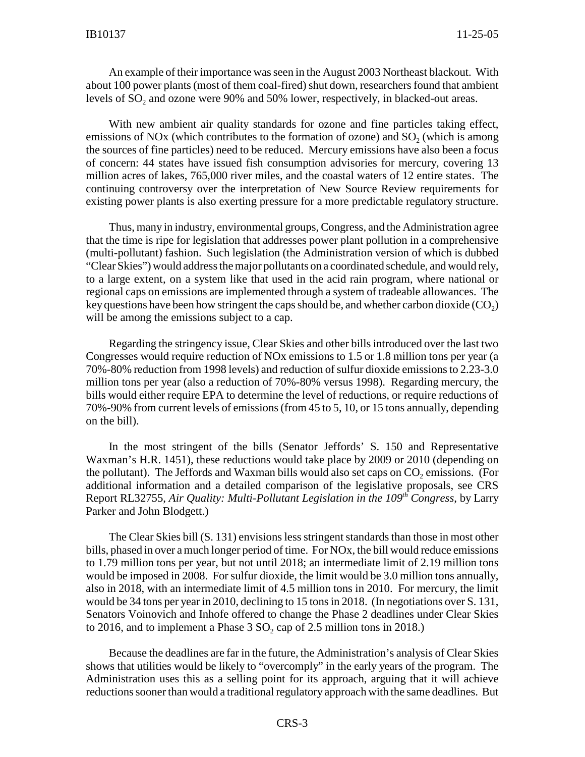An example of their importance was seen in the August 2003 Northeast blackout. With about 100 power plants (most of them coal-fired) shut down, researchers found that ambient levels of $SO_2$ and ozone were 90% and 50% lower, respectively, in blacked-out areas.

With new ambient air quality standards for ozone and fine particles taking effect, emissions of NOx (which contributes to the formation of ozone) and $SO_2$ (which is among the sources of fine particles) need to be reduced. Mercury emissions have also been a focus of concern: 44 states have issued fish consumption advisories for mercury, covering 13 million acres of lakes, 765,000 river miles, and the coastal waters of 12 entire states. The continuing controversy over the interpretation of New Source Review requirements for existing power plants is also exerting pressure for a more predictable regulatory structure.

Thus, many in industry, environmental groups, Congress, and the Administration agree that the time is ripe for legislation that addresses power plant pollution in a comprehensive (multi-pollutant) fashion. Such legislation (the Administration version of which is dubbed "Clear Skies") would address the major pollutants on a coordinated schedule, and would rely, to a large extent, on a system like that used in the acid rain program, where national or regional caps on emissions are implemented through a system of tradeable allowances. The key questions have been how stringent the caps should be, and whether carbon dioxide ($CO_2$) will be among the emissions subject to a cap.

Regarding the stringency issue, Clear Skies and other bills introduced over the last two Congresses would require reduction of NOx emissions to 1.5 or 1.8 million tons per year (a 70%-80% reduction from 1998 levels) and reduction of sulfur dioxide emissions to 2.23-3.0 million tons per year (also a reduction of 70%-80% versus 1998). Regarding mercury, the bills would either require EPA to determine the level of reductions, or require reductions of 70%-90% from current levels of emissions (from 45 to 5, 10, or 15 tons annually, depending on the bill).

In the most stringent of the bills (Senator Jeffords' S. 150 and Representative Waxman's H.R. 1451), these reductions would take place by 2009 or 2010 (depending on the pollutant). The Jeffords and Waxman bills would also set caps on $CO_2$ emissions. (For additional information and a detailed comparison of the legislative proposals, see CRS Report RL32755, *Air Quality: Multi-Pollutant Legislation in the 109th Congress*, by Larry Parker and John Blodgett.)

The Clear Skies bill (S. 131) envisions less stringent standards than those in most other bills, phased in over a much longer period of time. For NOx, the bill would reduce emissions to 1.79 million tons per year, but not until 2018; an intermediate limit of 2.19 million tons would be imposed in 2008. For sulfur dioxide, the limit would be 3.0 million tons annually, also in 2018, with an intermediate limit of 4.5 million tons in 2010. For mercury, the limit would be 34 tons per year in 2010, declining to 15 tons in 2018. (In negotiations over S. 131, Senators Voinovich and Inhofe offered to change the Phase 2 deadlines under Clear Skies to 2016, and to implement a Phase 3 $SO_2$ cap of 2.5 million tons in 2018.)

Because the deadlines are far in the future, the Administration's analysis of Clear Skies shows that utilities would be likely to "overcomply" in the early years of the program. The Administration uses this as a selling point for its approach, arguing that it will achieve reductions sooner than would a traditional regulatory approach with the same deadlines. But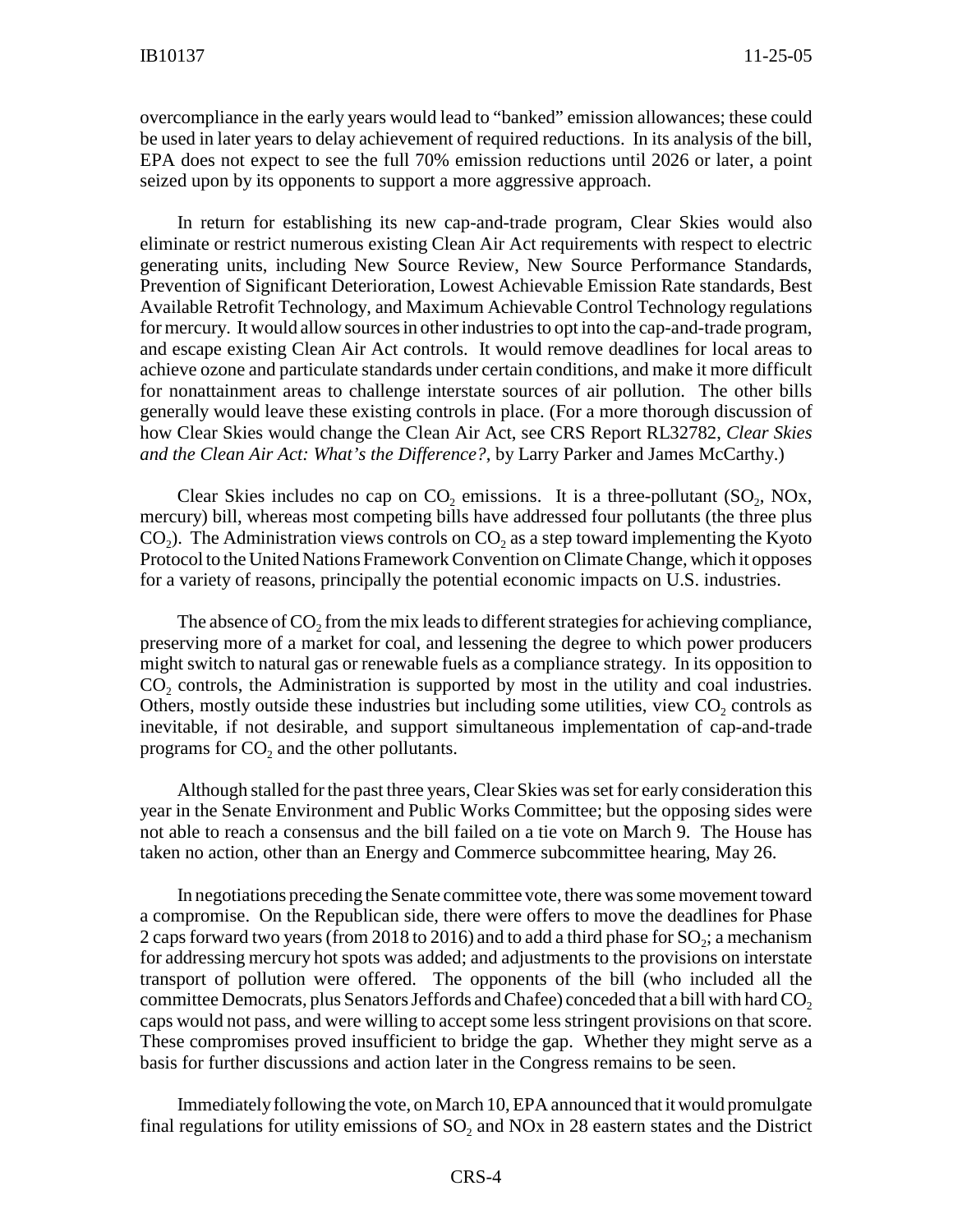overcompliance in the early years would lead to "banked" emission allowances; these could be used in later years to delay achievement of required reductions. In its analysis of the bill, EPA does not expect to see the full 70% emission reductions until 2026 or later, a point seized upon by its opponents to support a more aggressive approach.

In return for establishing its new cap-and-trade program, Clear Skies would also eliminate or restrict numerous existing Clean Air Act requirements with respect to electric generating units, including New Source Review, New Source Performance Standards, Prevention of Significant Deterioration, Lowest Achievable Emission Rate standards, Best Available Retrofit Technology, and Maximum Achievable Control Technology regulations for mercury. It would allow sources in other industries to opt into the cap-and-trade program, and escape existing Clean Air Act controls. It would remove deadlines for local areas to achieve ozone and particulate standards under certain conditions, and make it more difficult for nonattainment areas to challenge interstate sources of air pollution. The other bills generally would leave these existing controls in place. (For a more thorough discussion of how Clear Skies would change the Clean Air Act, see CRS Report RL32782, *Clear Skies and the Clean Air Act: What's the Difference?*, by Larry Parker and James McCarthy.)

Clear Skies includes no cap on $CO_2$ emissions. It is a three-pollutant ($SO_2$, NOx, mercury) bill, whereas most competing bills have addressed four pollutants (the three plus $CO_2$). The Administration views controls on $CO_2$ as a step toward implementing the Kyoto Protocol to the United Nations Framework Convention on Climate Change, which it opposes for a variety of reasons, principally the potential economic impacts on U.S. industries.

The absence of $CO_2$ from the mix leads to different strategies for achieving compliance, preserving more of a market for coal, and lessening the degree to which power producers might switch to natural gas or renewable fuels as a compliance strategy. In its opposition to $CO_2$ controls, the Administration is supported by most in the utility and coal industries. Others, mostly outside these industries but including some utilities, view $CO_2$ controls as inevitable, if not desirable, and support simultaneous implementation of cap-and-trade programs for $CO_2$ and the other pollutants.

Although stalled for the past three years, Clear Skies was set for early consideration this year in the Senate Environment and Public Works Committee; but the opposing sides were not able to reach a consensus and the bill failed on a tie vote on March 9. The House has taken no action, other than an Energy and Commerce subcommittee hearing, May 26.

In negotiations preceding the Senate committee vote, there was some movement toward a compromise. On the Republican side, there were offers to move the deadlines for Phase 2 caps forward two years (from 2018 to 2016) and to add a third phase for $SO_2$; a mechanism for addressing mercury hot spots was added; and adjustments to the provisions on interstate transport of pollution were offered. The opponents of the bill (who included all the committee Democrats, plus Senators Jeffords and Chafee) conceded that a bill with hard $CO_2$ caps would not pass, and were willing to accept some less stringent provisions on that score. These compromises proved insufficient to bridge the gap. Whether they might serve as a basis for further discussions and action later in the Congress remains to be seen.

Immediately following the vote, on March 10, EPA announced that it would promulgate final regulations for utility emissions of $SO_2$ and NOx in 28 eastern states and the District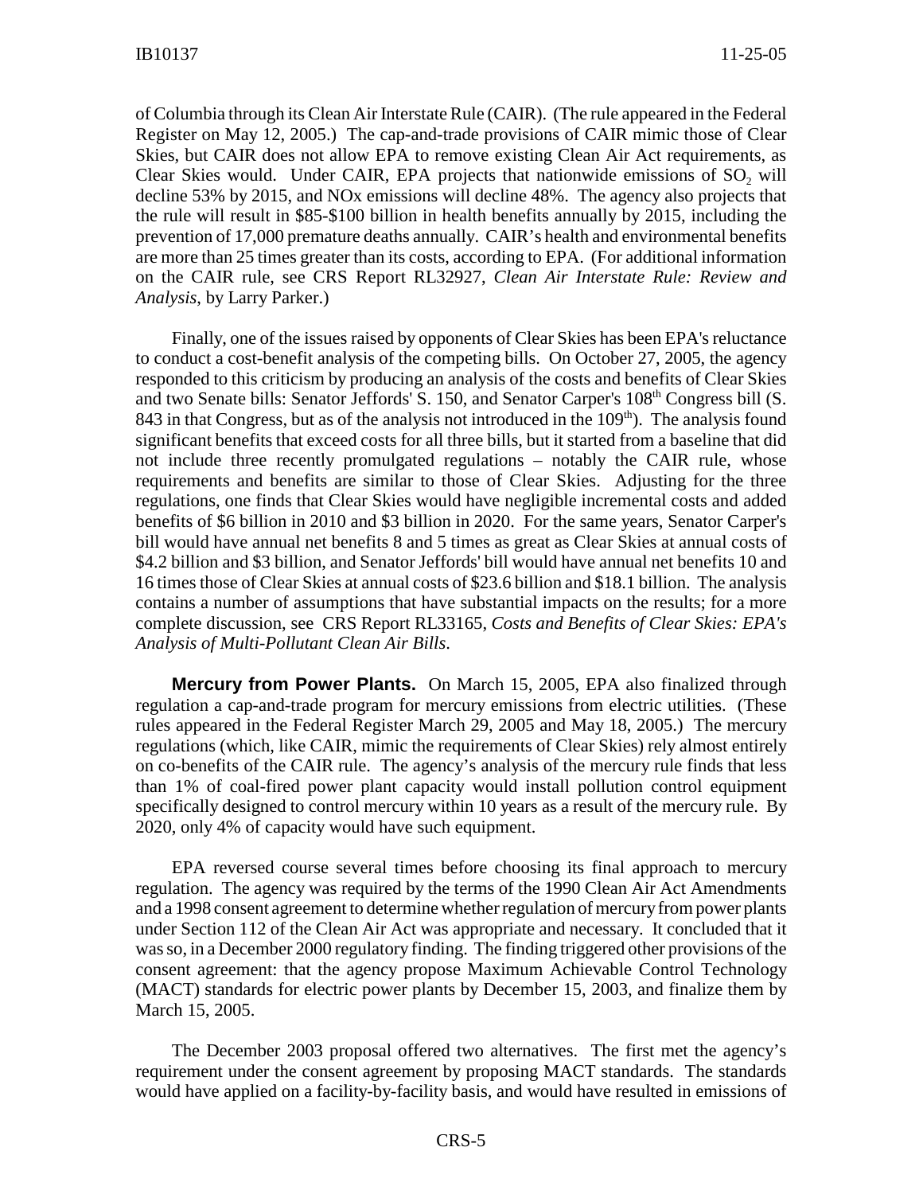of Columbia through its Clean Air Interstate Rule (CAIR). (The rule appeared in the Federal Register on May 12, 2005.) The cap-and-trade provisions of CAIR mimic those of Clear Skies, but CAIR does not allow EPA to remove existing Clean Air Act requirements, as Clear Skies would. Under CAIR, EPA projects that nationwide emissions of $SO_2$ will decline 53% by 2015, and NOx emissions will decline 48%. The agency also projects that the rule will result in \$85-\$100 billion in health benefits annually by 2015, including the prevention of 17,000 premature deaths annually. CAIR's health and environmental benefits are more than 25 times greater than its costs, according to EPA. (For additional information on the CAIR rule, see CRS Report RL32927, *Clean Air Interstate Rule: Review and Analysis*, by Larry Parker.)

Finally, one of the issues raised by opponents of Clear Skies has been EPA's reluctance to conduct a cost-benefit analysis of the competing bills. On October 27, 2005, the agency responded to this criticism by producing an analysis of the costs and benefits of Clear Skies and two Senate bills: Senator Jeffords' S. 150, and Senator Carper's 108th Congress bill (S. 843 in that Congress, but as of the analysis not introduced in the 109th). The analysis found significant benefits that exceed costs for all three bills, but it started from a baseline that did not include three recently promulgated regulations – notably the CAIR rule, whose requirements and benefits are similar to those of Clear Skies. Adjusting for the three regulations, one finds that Clear Skies would have negligible incremental costs and added benefits of \$6 billion in 2010 and \$3 billion in 2020. For the same years, Senator Carper's bill would have annual net benefits 8 and 5 times as great as Clear Skies at annual costs of \$4.2 billion and \$3 billion, and Senator Jeffords' bill would have annual net benefits 10 and 16 times those of Clear Skies at annual costs of \$23.6 billion and \$18.1 billion. The analysis contains a number of assumptions that have substantial impacts on the results; for a more complete discussion, see CRS Report RL33165, *Costs and Benefits of Clear Skies: EPA's Analysis of Multi-Pollutant Clean Air Bills*.

**Mercury from Power Plants.** On March 15, 2005, EPA also finalized through regulation a cap-and-trade program for mercury emissions from electric utilities. (These rules appeared in the Federal Register March 29, 2005 and May 18, 2005.) The mercury regulations (which, like CAIR, mimic the requirements of Clear Skies) rely almost entirely on co-benefits of the CAIR rule. The agency's analysis of the mercury rule finds that less than 1% of coal-fired power plant capacity would install pollution control equipment specifically designed to control mercury within 10 years as a result of the mercury rule. By 2020, only 4% of capacity would have such equipment.

EPA reversed course several times before choosing its final approach to mercury regulation. The agency was required by the terms of the 1990 Clean Air Act Amendments and a 1998 consent agreement to determine whether regulation of mercury from power plants under Section 112 of the Clean Air Act was appropriate and necessary. It concluded that it was so, in a December 2000 regulatory finding. The finding triggered other provisions of the consent agreement: that the agency propose Maximum Achievable Control Technology (MACT) standards for electric power plants by December 15, 2003, and finalize them by March 15, 2005.

The December 2003 proposal offered two alternatives. The first met the agency's requirement under the consent agreement by proposing MACT standards. The standards would have applied on a facility-by-facility basis, and would have resulted in emissions of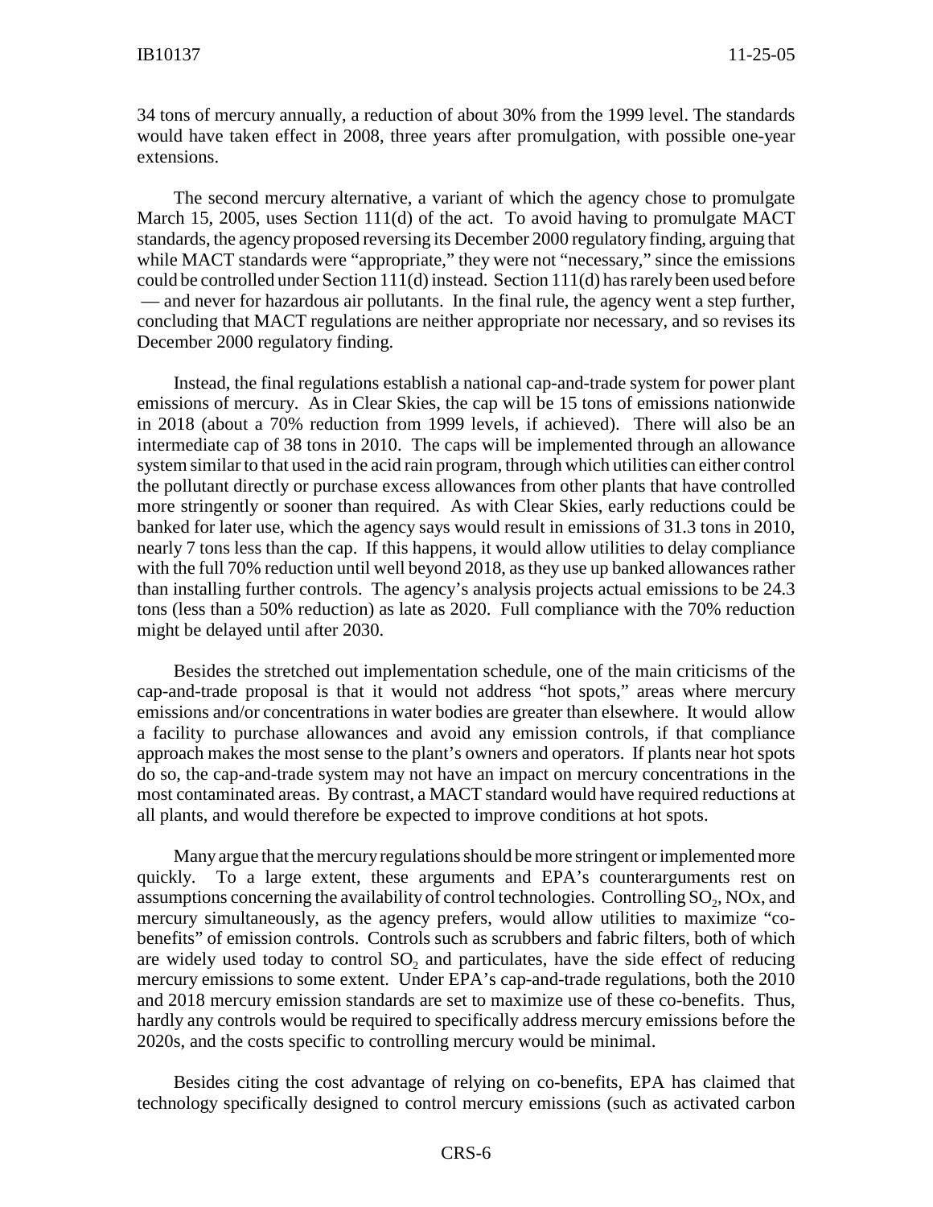34 tons of mercury annually, a reduction of about 30% from the 1999 level. The standards would have taken effect in 2008, three years after promulgation, with possible one-year extensions.

The second mercury alternative, a variant of which the agency chose to promulgate March 15, 2005, uses Section 111(d) of the act. To avoid having to promulgate MACT standards, the agency proposed reversing its December 2000 regulatory finding, arguing that while MACT standards were "appropriate," they were not "necessary," since the emissions could be controlled under Section 111(d) instead. Section 111(d) has rarely been used before — and never for hazardous air pollutants. In the final rule, the agency went a step further, concluding that MACT regulations are neither appropriate nor necessary, and so revises its December 2000 regulatory finding.

Instead, the final regulations establish a national cap-and-trade system for power plant emissions of mercury. As in Clear Skies, the cap will be 15 tons of emissions nationwide in 2018 (about a 70% reduction from 1999 levels, if achieved). There will also be an intermediate cap of 38 tons in 2010. The caps will be implemented through an allowance system similar to that used in the acid rain program, through which utilities can either control the pollutant directly or purchase excess allowances from other plants that have controlled more stringently or sooner than required. As with Clear Skies, early reductions could be banked for later use, which the agency says would result in emissions of 31.3 tons in 2010, nearly 7 tons less than the cap. If this happens, it would allow utilities to delay compliance with the full 70% reduction until well beyond 2018, as they use up banked allowances rather than installing further controls. The agency's analysis projects actual emissions to be 24.3 tons (less than a 50% reduction) as late as 2020. Full compliance with the 70% reduction might be delayed until after 2030.

Besides the stretched out implementation schedule, one of the main criticisms of the cap-and-trade proposal is that it would not address "hot spots," areas where mercury emissions and/or concentrations in water bodies are greater than elsewhere. It would allow a facility to purchase allowances and avoid any emission controls, if that compliance approach makes the most sense to the plant's owners and operators. If plants near hot spots do so, the cap-and-trade system may not have an impact on mercury concentrations in the most contaminated areas. By contrast, a MACT standard would have required reductions at all plants, and would therefore be expected to improve conditions at hot spots.

Many argue that the mercury regulations should be more stringent or implemented more quickly. To a large extent, these arguments and EPA's counterarguments rest on assumptions concerning the availability of control technologies. Controlling $SO_2$, NOx, and mercury simultaneously, as the agency prefers, would allow utilities to maximize "co-benefits" of emission controls. Controls such as scrubbers and fabric filters, both of which are widely used today to control $SO_2$ and particulates, have the side effect of reducing mercury emissions to some extent. Under EPA's cap-and-trade regulations, both the 2010 and 2018 mercury emission standards are set to maximize use of these co-benefits. Thus, hardly any controls would be required to specifically address mercury emissions before the 2020s, and the costs specific to controlling mercury would be minimal.

Besides citing the cost advantage of relying on co-benefits, EPA has claimed that technology specifically designed to control mercury emissions (such as activated carbon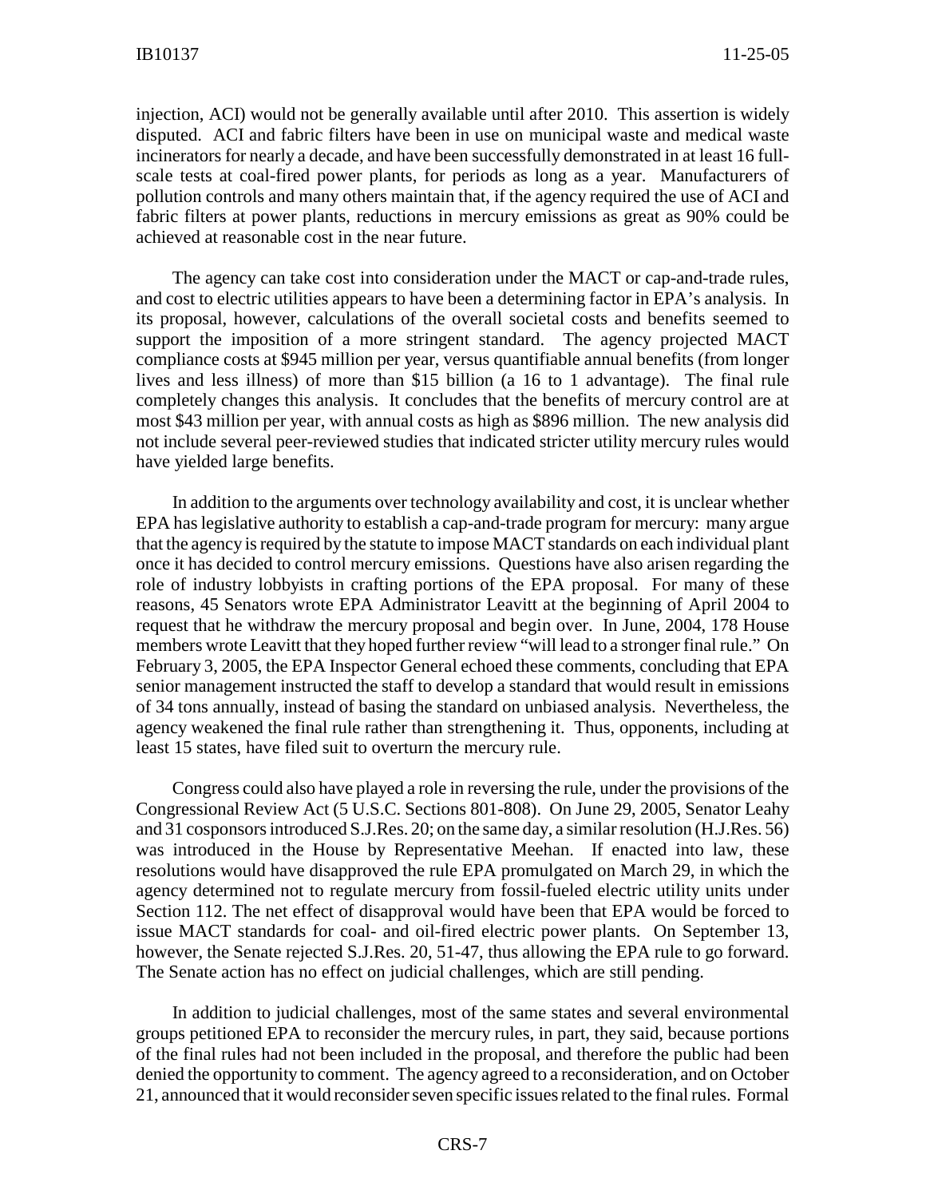injection, ACI) would not be generally available until after 2010. This assertion is widely disputed. ACI and fabric filters have been in use on municipal waste and medical waste incinerators for nearly a decade, and have been successfully demonstrated in at least 16 full-scale tests at coal-fired power plants, for periods as long as a year. Manufacturers of pollution controls and many others maintain that, if the agency required the use of ACI and fabric filters at power plants, reductions in mercury emissions as great as 90% could be achieved at reasonable cost in the near future.

The agency can take cost into consideration under the MACT or cap-and-trade rules, and cost to electric utilities appears to have been a determining factor in EPA's analysis. In its proposal, however, calculations of the overall societal costs and benefits seemed to support the imposition of a more stringent standard. The agency projected MACT compliance costs at $945 million per year, versus quantifiable annual benefits (from longer lives and less illness) of more than $15 billion (a 16 to 1 advantage). The final rule completely changes this analysis. It concludes that the benefits of mercury control are at most $43 million per year, with annual costs as high as $896 million. The new analysis did not include several peer-reviewed studies that indicated stricter utility mercury rules would have yielded large benefits.

In addition to the arguments over technology availability and cost, it is unclear whether EPA has legislative authority to establish a cap-and-trade program for mercury: many argue that the agency is required by the statute to impose MACT standards on each individual plant once it has decided to control mercury emissions. Questions have also arisen regarding the role of industry lobbyists in crafting portions of the EPA proposal. For many of these reasons, 45 Senators wrote EPA Administrator Leavitt at the beginning of April 2004 to request that he withdraw the mercury proposal and begin over. In June, 2004, 178 House members wrote Leavitt that they hoped further review "will lead to a stronger final rule." On February 3, 2005, the EPA Inspector General echoed these comments, concluding that EPA senior management instructed the staff to develop a standard that would result in emissions of 34 tons annually, instead of basing the standard on unbiased analysis. Nevertheless, the agency weakened the final rule rather than strengthening it. Thus, opponents, including at least 15 states, have filed suit to overturn the mercury rule.

Congress could also have played a role in reversing the rule, under the provisions of the Congressional Review Act (5 U.S.C. Sections 801-808). On June 29, 2005, Senator Leahy and 31 cosponsors introduced S.J.Res. 20; on the same day, a similar resolution (H.J.Res. 56) was introduced in the House by Representative Meehan. If enacted into law, these resolutions would have disapproved the rule EPA promulgated on March 29, in which the agency determined not to regulate mercury from fossil-fueled electric utility units under Section 112. The net effect of disapproval would have been that EPA would be forced to issue MACT standards for coal- and oil-fired electric power plants. On September 13, however, the Senate rejected S.J.Res. 20, 51-47, thus allowing the EPA rule to go forward. The Senate action has no effect on judicial challenges, which are still pending.

In addition to judicial challenges, most of the same states and several environmental groups petitioned EPA to reconsider the mercury rules, in part, they said, because portions of the final rules had not been included in the proposal, and therefore the public had been denied the opportunity to comment. The agency agreed to a reconsideration, and on October 21, announced that it would reconsider seven specific issues related to the final rules. Formal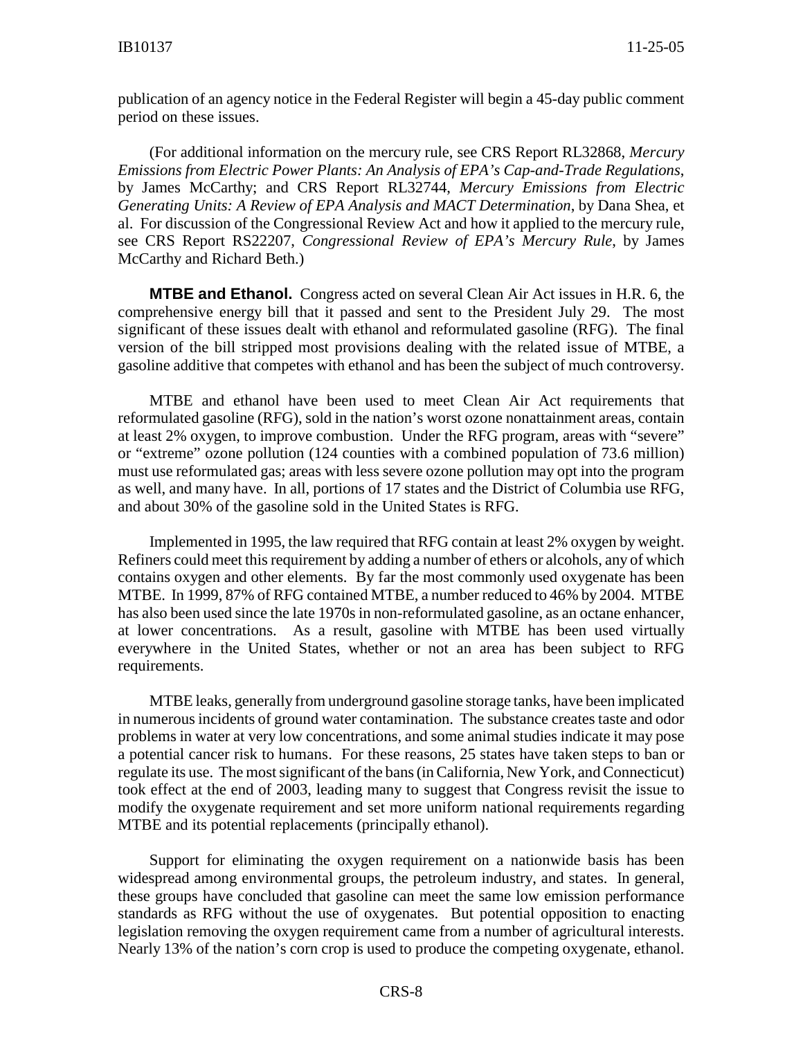publication of an agency notice in the Federal Register will begin a 45-day public comment period on these issues.

(For additional information on the mercury rule, see CRS Report RL32868, *Mercury Emissions from Electric Power Plants: An Analysis of EPA's Cap-and-Trade Regulations*, by James McCarthy; and CRS Report RL32744, *Mercury Emissions from Electric Generating Units: A Review of EPA Analysis and MACT Determination*, by Dana Shea, et al. For discussion of the Congressional Review Act and how it applied to the mercury rule, see CRS Report RS22207, *Congressional Review of EPA's Mercury Rule*, by James McCarthy and Richard Beth.)

**MTBE and Ethanol.** Congress acted on several Clean Air Act issues in H.R. 6, the comprehensive energy bill that it passed and sent to the President July 29. The most significant of these issues dealt with ethanol and reformulated gasoline (RFG). The final version of the bill stripped most provisions dealing with the related issue of MTBE, a gasoline additive that competes with ethanol and has been the subject of much controversy.

MTBE and ethanol have been used to meet Clean Air Act requirements that reformulated gasoline (RFG), sold in the nation's worst ozone nonattainment areas, contain at least 2% oxygen, to improve combustion. Under the RFG program, areas with "severe" or "extreme" ozone pollution (124 counties with a combined population of 73.6 million) must use reformulated gas; areas with less severe ozone pollution may opt into the program as well, and many have. In all, portions of 17 states and the District of Columbia use RFG, and about 30% of the gasoline sold in the United States is RFG.

Implemented in 1995, the law required that RFG contain at least 2% oxygen by weight. Refiners could meet this requirement by adding a number of ethers or alcohols, any of which contains oxygen and other elements. By far the most commonly used oxygenate has been MTBE. In 1999, 87% of RFG contained MTBE, a number reduced to 46% by 2004. MTBE has also been used since the late 1970s in non-reformulated gasoline, as an octane enhancer, at lower concentrations. As a result, gasoline with MTBE has been used virtually everywhere in the United States, whether or not an area has been subject to RFG requirements.

MTBE leaks, generally from underground gasoline storage tanks, have been implicated in numerous incidents of ground water contamination. The substance creates taste and odor problems in water at very low concentrations, and some animal studies indicate it may pose a potential cancer risk to humans. For these reasons, 25 states have taken steps to ban or regulate its use. The most significant of the bans (in California, New York, and Connecticut) took effect at the end of 2003, leading many to suggest that Congress revisit the issue to modify the oxygenate requirement and set more uniform national requirements regarding MTBE and its potential replacements (principally ethanol).

Support for eliminating the oxygen requirement on a nationwide basis has been widespread among environmental groups, the petroleum industry, and states. In general, these groups have concluded that gasoline can meet the same low emission performance standards as RFG without the use of oxygenates. But potential opposition to enacting legislation removing the oxygen requirement came from a number of agricultural interests. Nearly 13% of the nation's corn crop is used to produce the competing oxygenate, ethanol.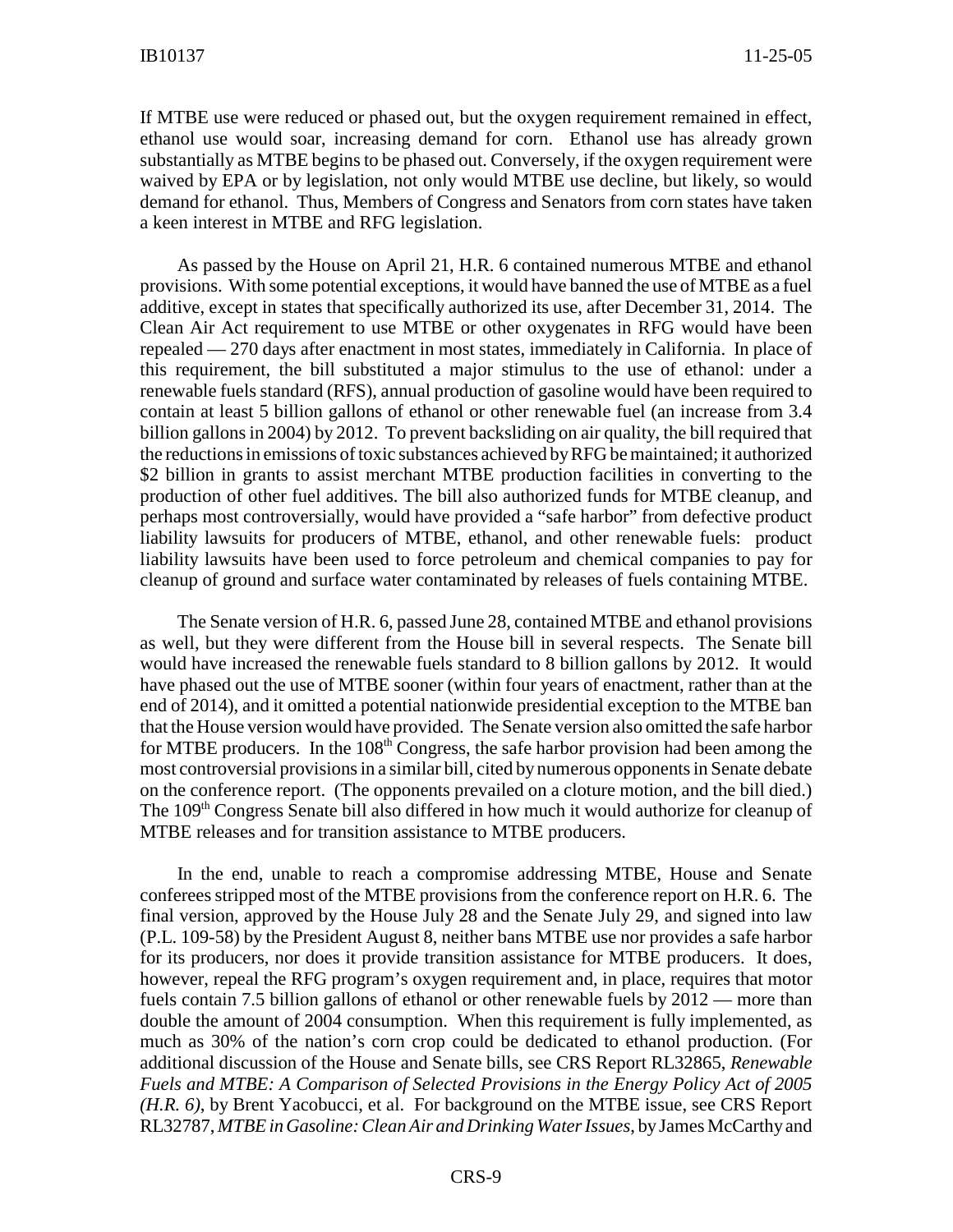If MTBE use were reduced or phased out, but the oxygen requirement remained in effect, ethanol use would soar, increasing demand for corn. Ethanol use has already grown substantially as MTBE begins to be phased out. Conversely, if the oxygen requirement were waived by EPA or by legislation, not only would MTBE use decline, but likely, so would demand for ethanol. Thus, Members of Congress and Senators from corn states have taken a keen interest in MTBE and RFG legislation.

As passed by the House on April 21, H.R. 6 contained numerous MTBE and ethanol provisions. With some potential exceptions, it would have banned the use of MTBE as a fuel additive, except in states that specifically authorized its use, after December 31, 2014. The Clean Air Act requirement to use MTBE or other oxygenates in RFG would have been repealed — 270 days after enactment in most states, immediately in California. In place of this requirement, the bill substituted a major stimulus to the use of ethanol: under a renewable fuels standard (RFS), annual production of gasoline would have been required to contain at least 5 billion gallons of ethanol or other renewable fuel (an increase from 3.4 billion gallons in 2004) by 2012. To prevent backsliding on air quality, the bill required that the reductions in emissions of toxic substances achieved by RFG be maintained; it authorized \$2 billion in grants to assist merchant MTBE production facilities in converting to the production of other fuel additives. The bill also authorized funds for MTBE cleanup, and perhaps most controversially, would have provided a "safe harbor" from defective product liability lawsuits for producers of MTBE, ethanol, and other renewable fuels: product liability lawsuits have been used to force petroleum and chemical companies to pay for cleanup of ground and surface water contaminated by releases of fuels containing MTBE.

The Senate version of H.R. 6, passed June 28, contained MTBE and ethanol provisions as well, but they were different from the House bill in several respects. The Senate bill would have increased the renewable fuels standard to 8 billion gallons by 2012. It would have phased out the use of MTBE sooner (within four years of enactment, rather than at the end of 2014), and it omitted a potential nationwide presidential exception to the MTBE ban that the House version would have provided. The Senate version also omitted the safe harbor for MTBE producers. In the 108th Congress, the safe harbor provision had been among the most controversial provisions in a similar bill, cited by numerous opponents in Senate debate on the conference report. (The opponents prevailed on a cloture motion, and the bill died.) The 109th Congress Senate bill also differed in how much it would authorize for cleanup of MTBE releases and for transition assistance to MTBE producers.

In the end, unable to reach a compromise addressing MTBE, House and Senate conferees stripped most of the MTBE provisions from the conference report on H.R. 6. The final version, approved by the House July 28 and the Senate July 29, and signed into law (P.L. 109-58) by the President August 8, neither bans MTBE use nor provides a safe harbor for its producers, nor does it provide transition assistance for MTBE producers. It does, however, repeal the RFG program's oxygen requirement and, in place, requires that motor fuels contain 7.5 billion gallons of ethanol or other renewable fuels by 2012 — more than double the amount of 2004 consumption. When this requirement is fully implemented, as much as 30% of the nation's corn crop could be dedicated to ethanol production. (For additional discussion of the House and Senate bills, see CRS Report RL32865, *Renewable Fuels and MTBE: A Comparison of Selected Provisions in the Energy Policy Act of 2005 (H.R. 6)*, by Brent Yacobucci, et al. For background on the MTBE issue, see CRS Report RL32787, *MTBE in Gasoline: Clean Air and Drinking Water Issues*, by James McCarthy and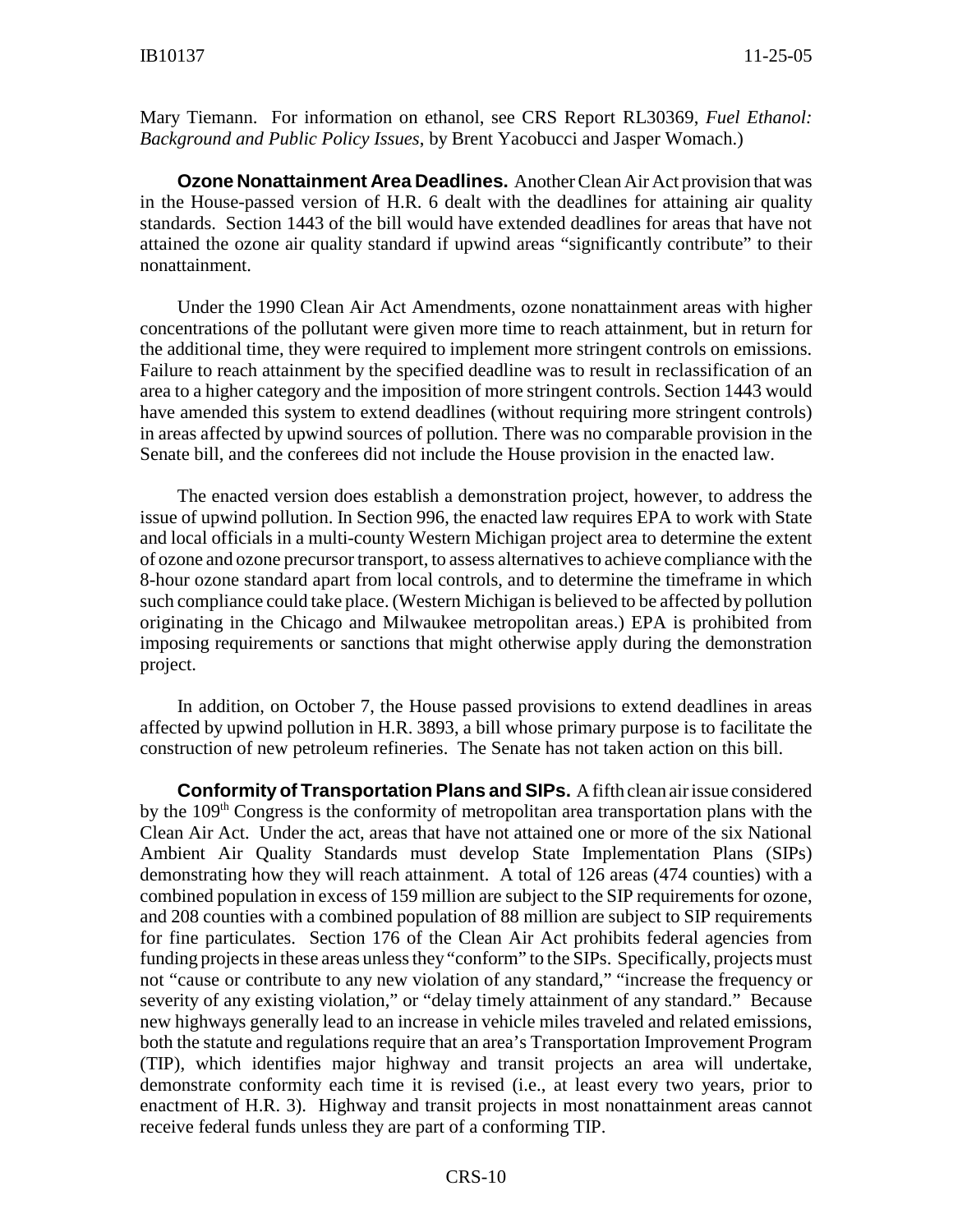Mary Tiemann. For information on ethanol, see CRS Report RL30369, *Fuel Ethanol: Background and Public Policy Issues*, by Brent Yacobucci and Jasper Womach.)

**Ozone Nonattainment Area Deadlines.** Another Clean Air Act provision that was in the House-passed version of H.R. 6 dealt with the deadlines for attaining air quality standards. Section 1443 of the bill would have extended deadlines for areas that have not attained the ozone air quality standard if upwind areas "significantly contribute" to their nonattainment.

Under the 1990 Clean Air Act Amendments, ozone nonattainment areas with higher concentrations of the pollutant were given more time to reach attainment, but in return for the additional time, they were required to implement more stringent controls on emissions. Failure to reach attainment by the specified deadline was to result in reclassification of an area to a higher category and the imposition of more stringent controls. Section 1443 would have amended this system to extend deadlines (without requiring more stringent controls) in areas affected by upwind sources of pollution. There was no comparable provision in the Senate bill, and the conferees did not include the House provision in the enacted law.

The enacted version does establish a demonstration project, however, to address the issue of upwind pollution. In Section 996, the enacted law requires EPA to work with State and local officials in a multi-county Western Michigan project area to determine the extent of ozone and ozone precursor transport, to assess alternatives to achieve compliance with the 8-hour ozone standard apart from local controls, and to determine the timeframe in which such compliance could take place. (Western Michigan is believed to be affected by pollution originating in the Chicago and Milwaukee metropolitan areas.) EPA is prohibited from imposing requirements or sanctions that might otherwise apply during the demonstration project.

In addition, on October 7, the House passed provisions to extend deadlines in areas affected by upwind pollution in H.R. 3893, a bill whose primary purpose is to facilitate the construction of new petroleum refineries. The Senate has not taken action on this bill.

**Conformity of Transportation Plans and SIPs.** A fifth clean air issue considered by the 109th Congress is the conformity of metropolitan area transportation plans with the Clean Air Act. Under the act, areas that have not attained one or more of the six National Ambient Air Quality Standards must develop State Implementation Plans (SIPs) demonstrating how they will reach attainment. A total of 126 areas (474 counties) with a combined population in excess of 159 million are subject to the SIP requirements for ozone, and 208 counties with a combined population of 88 million are subject to SIP requirements for fine particulates. Section 176 of the Clean Air Act prohibits federal agencies from funding projects in these areas unless they "conform" to the SIPs. Specifically, projects must not "cause or contribute to any new violation of any standard," "increase the frequency or severity of any existing violation," or "delay timely attainment of any standard." Because new highways generally lead to an increase in vehicle miles traveled and related emissions, both the statute and regulations require that an area's Transportation Improvement Program (TIP), which identifies major highway and transit projects an area will undertake, demonstrate conformity each time it is revised (i.e., at least every two years, prior to enactment of H.R. 3). Highway and transit projects in most nonattainment areas cannot receive federal funds unless they are part of a conforming TIP.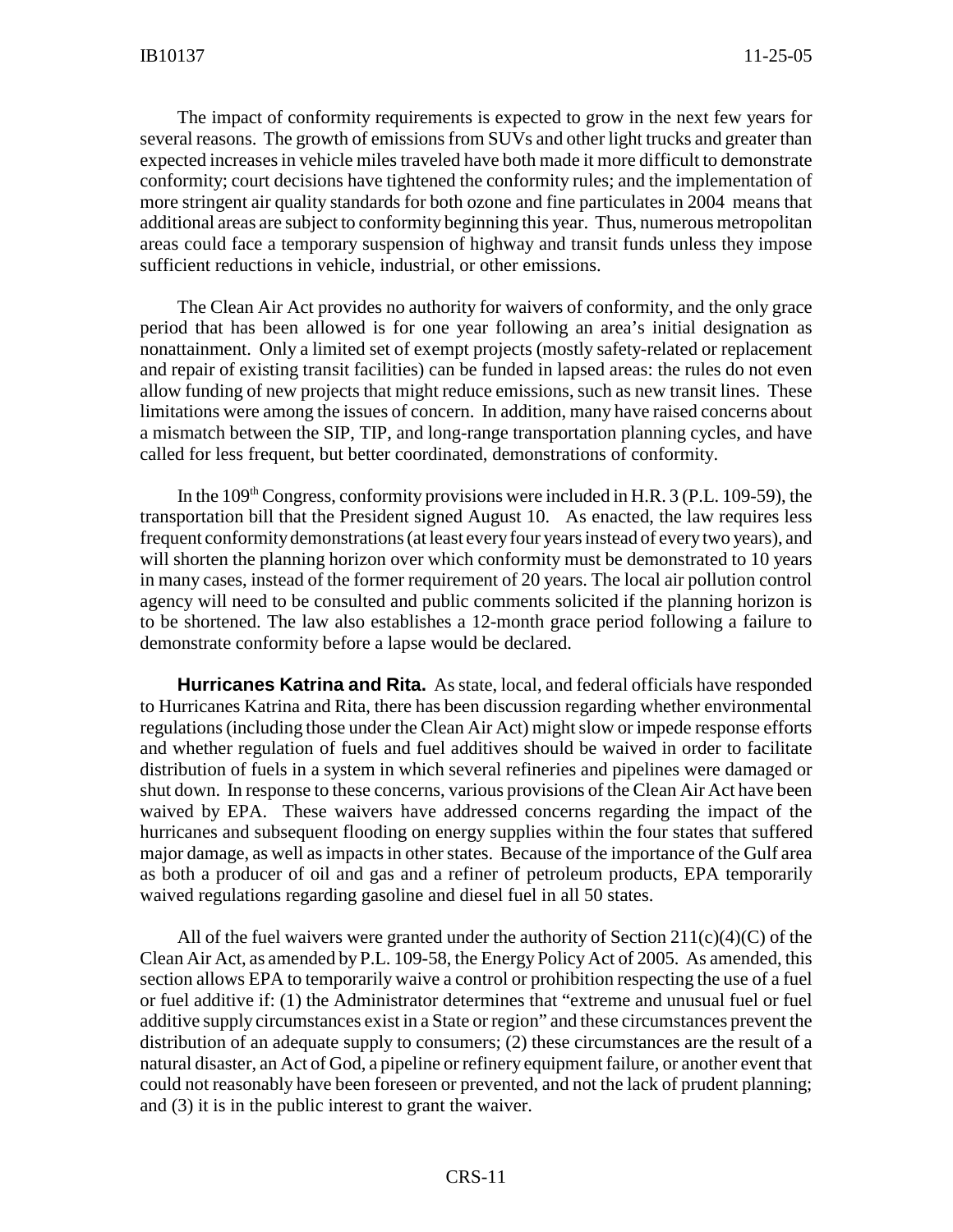The impact of conformity requirements is expected to grow in the next few years for several reasons. The growth of emissions from SUVs and other light trucks and greater than expected increases in vehicle miles traveled have both made it more difficult to demonstrate conformity; court decisions have tightened the conformity rules; and the implementation of more stringent air quality standards for both ozone and fine particulates in 2004 means that additional areas are subject to conformity beginning this year. Thus, numerous metropolitan areas could face a temporary suspension of highway and transit funds unless they impose sufficient reductions in vehicle, industrial, or other emissions.

The Clean Air Act provides no authority for waivers of conformity, and the only grace period that has been allowed is for one year following an area's initial designation as nonattainment. Only a limited set of exempt projects (mostly safety-related or replacement and repair of existing transit facilities) can be funded in lapsed areas: the rules do not even allow funding of new projects that might reduce emissions, such as new transit lines. These limitations were among the issues of concern. In addition, many have raised concerns about a mismatch between the SIP, TIP, and long-range transportation planning cycles, and have called for less frequent, but better coordinated, demonstrations of conformity.

In the 109th Congress, conformity provisions were included in H.R. 3 (P.L. 109-59), the transportation bill that the President signed August 10. As enacted, the law requires less frequent conformity demonstrations (at least every four years instead of every two years), and will shorten the planning horizon over which conformity must be demonstrated to 10 years in many cases, instead of the former requirement of 20 years. The local air pollution control agency will need to be consulted and public comments solicited if the planning horizon is to be shortened. The law also establishes a 12-month grace period following a failure to demonstrate conformity before a lapse would be declared.

**Hurricanes Katrina and Rita.** As state, local, and federal officials have responded to Hurricanes Katrina and Rita, there has been discussion regarding whether environmental regulations (including those under the Clean Air Act) might slow or impede response efforts and whether regulation of fuels and fuel additives should be waived in order to facilitate distribution of fuels in a system in which several refineries and pipelines were damaged or shut down. In response to these concerns, various provisions of the Clean Air Act have been waived by EPA. These waivers have addressed concerns regarding the impact of the hurricanes and subsequent flooding on energy supplies within the four states that suffered major damage, as well as impacts in other states. Because of the importance of the Gulf area as both a producer of oil and gas and a refiner of petroleum products, EPA temporarily waived regulations regarding gasoline and diesel fuel in all 50 states.

All of the fuel waivers were granted under the authority of Section 211(c)(4)(C) of the Clean Air Act, as amended by P.L. 109-58, the Energy Policy Act of 2005. As amended, this section allows EPA to temporarily waive a control or prohibition respecting the use of a fuel or fuel additive if: (1) the Administrator determines that "extreme and unusual fuel or fuel additive supply circumstances exist in a State or region" and these circumstances prevent the distribution of an adequate supply to consumers; (2) these circumstances are the result of a natural disaster, an Act of God, a pipeline or refinery equipment failure, or another event that could not reasonably have been foreseen or prevented, and not the lack of prudent planning; and (3) it is in the public interest to grant the waiver.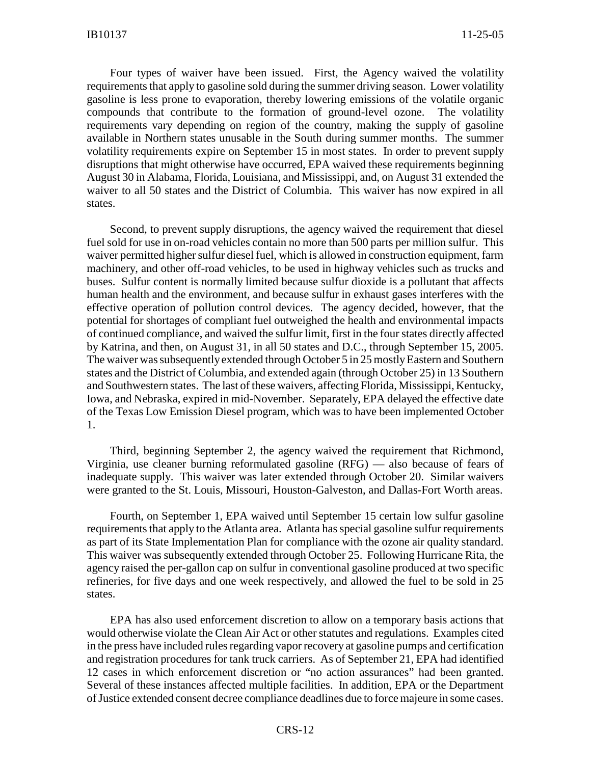Four types of waiver have been issued. First, the Agency waived the volatility requirements that apply to gasoline sold during the summer driving season. Lower volatility gasoline is less prone to evaporation, thereby lowering emissions of the volatile organic compounds that contribute to the formation of ground-level ozone. The volatility requirements vary depending on region of the country, making the supply of gasoline available in Northern states unusable in the South during summer months. The summer volatility requirements expire on September 15 in most states. In order to prevent supply disruptions that might otherwise have occurred, EPA waived these requirements beginning August 30 in Alabama, Florida, Louisiana, and Mississippi, and, on August 31 extended the waiver to all 50 states and the District of Columbia. This waiver has now expired in all states.

Second, to prevent supply disruptions, the agency waived the requirement that diesel fuel sold for use in on-road vehicles contain no more than 500 parts per million sulfur. This waiver permitted higher sulfur diesel fuel, which is allowed in construction equipment, farm machinery, and other off-road vehicles, to be used in highway vehicles such as trucks and buses. Sulfur content is normally limited because sulfur dioxide is a pollutant that affects human health and the environment, and because sulfur in exhaust gases interferes with the effective operation of pollution control devices. The agency decided, however, that the potential for shortages of compliant fuel outweighed the health and environmental impacts of continued compliance, and waived the sulfur limit, first in the four states directly affected by Katrina, and then, on August 31, in all 50 states and D.C., through September 15, 2005. The waiver was subsequently extended through October 5 in 25 mostly Eastern and Southern states and the District of Columbia, and extended again (through October 25) in 13 Southern and Southwestern states. The last of these waivers, affecting Florida, Mississippi, Kentucky, Iowa, and Nebraska, expired in mid-November. Separately, EPA delayed the effective date of the Texas Low Emission Diesel program, which was to have been implemented October 1.

Third, beginning September 2, the agency waived the requirement that Richmond, Virginia, use cleaner burning reformulated gasoline (RFG) — also because of fears of inadequate supply. This waiver was later extended through October 20. Similar waivers were granted to the St. Louis, Missouri, Houston-Galveston, and Dallas-Fort Worth areas.

Fourth, on September 1, EPA waived until September 15 certain low sulfur gasoline requirements that apply to the Atlanta area. Atlanta has special gasoline sulfur requirements as part of its State Implementation Plan for compliance with the ozone air quality standard. This waiver was subsequently extended through October 25. Following Hurricane Rita, the agency raised the per-gallon cap on sulfur in conventional gasoline produced at two specific refineries, for five days and one week respectively, and allowed the fuel to be sold in 25 states.

EPA has also used enforcement discretion to allow on a temporary basis actions that would otherwise violate the Clean Air Act or other statutes and regulations. Examples cited in the press have included rules regarding vapor recovery at gasoline pumps and certification and registration procedures for tank truck carriers. As of September 21, EPA had identified 12 cases in which enforcement discretion or "no action assurances" had been granted. Several of these instances affected multiple facilities. In addition, EPA or the Department of Justice extended consent decree compliance deadlines due to force majeure in some cases.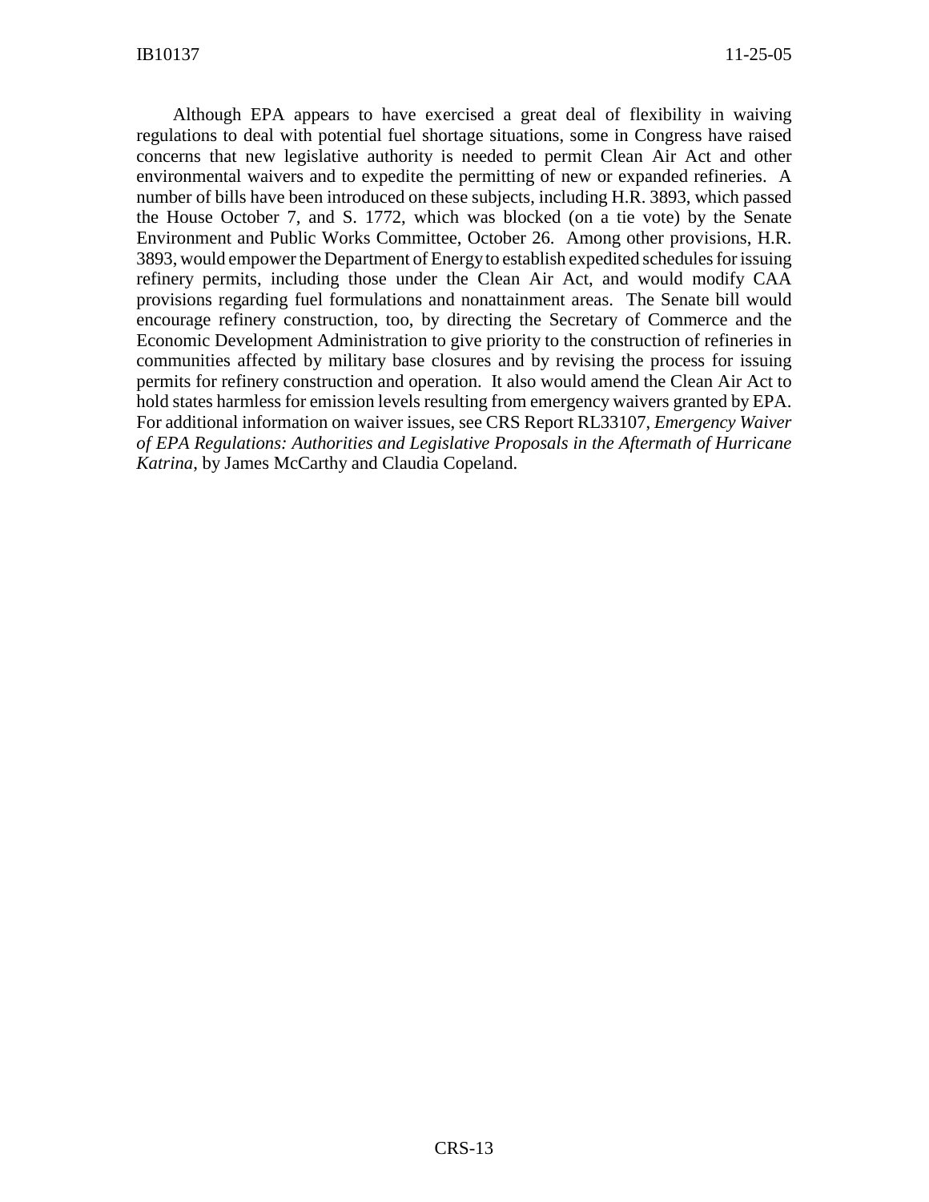Although EPA appears to have exercised a great deal of flexibility in waiving regulations to deal with potential fuel shortage situations, some in Congress have raised concerns that new legislative authority is needed to permit Clean Air Act and other environmental waivers and to expedite the permitting of new or expanded refineries. A number of bills have been introduced on these subjects, including H.R. 3893, which passed the House October 7, and S. 1772, which was blocked (on a tie vote) by the Senate Environment and Public Works Committee, October 26. Among other provisions, H.R. 3893, would empower the Department of Energy to establish expedited schedules for issuing refinery permits, including those under the Clean Air Act, and would modify CAA provisions regarding fuel formulations and nonattainment areas. The Senate bill would encourage refinery construction, too, by directing the Secretary of Commerce and the Economic Development Administration to give priority to the construction of refineries in communities affected by military base closures and by revising the process for issuing permits for refinery construction and operation. It also would amend the Clean Air Act to hold states harmless for emission levels resulting from emergency waivers granted by EPA. For additional information on waiver issues, see CRS Report RL33107, *Emergency Waiver of EPA Regulations: Authorities and Legislative Proposals in the Aftermath of Hurricane Katrina*, by James McCarthy and Claudia Copeland.